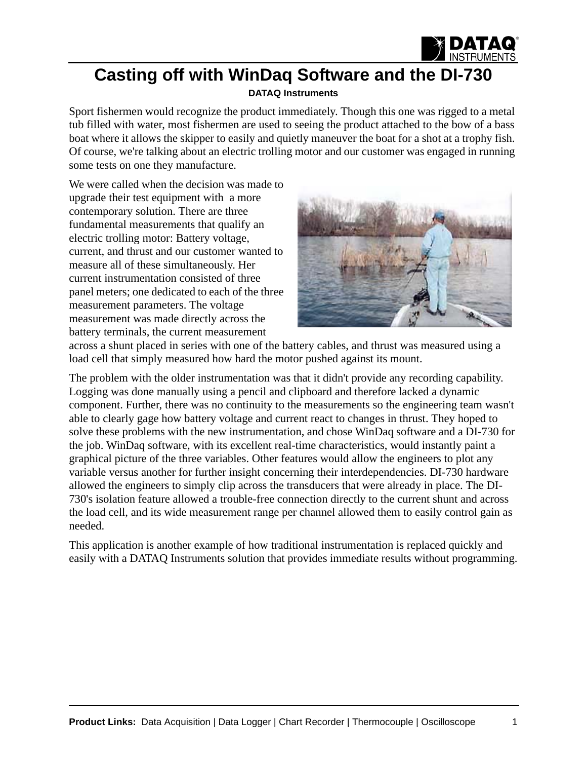# Casting off with WinDaq Software and the DI-730

**DATAQ Instruments**

Sport fishermen would recognize the product immediately. Though this one was rigged to a metal tub filled with water, most fishermen are used to seeing the product attached to the bow of a bass boat where it allows the skipper to easily and quietly maneuver the boat for a shot at a trophy fish. Of course, we're talking about an electric trolling motor and our customer was engaged in running some tests on one they manufacture.

We were called when the decision was made to upgrade their test equipment with a more contemporary solution. There are three fundamental measurements that qualify an electric trolling motor: Battery voltage, current, and thrust and our customer wanted to measure all of these simultaneously. Her current instrumentation consisted of three panel meters; one dedicated to each of the three measurement parameters. The voltage measurement was made directly across the battery terminals, the current measurement across a shunt placed in series with one of the battery cables, and thrust was measured using a load cell that simply measured how hard the motor pushed against its mount.

The problem with the older instrumentation was that it didn't provide any recording capability. Logging was done manually using a pencil and clipboard and therefore lacked a dynamic component. Further, there was no continuity to the measurements so the engineering team wasn't able to clearly gage how battery voltage and current react to changes in thrust. They hoped to solve these problems with the new instrumentation, and chose WinDaq software and a DI-730 for the job. WinDaq software, with its excellent real-time characteristics, would instantly paint a graphical picture of the three variables. Other features would allow the engineers to plot any variable versus another for further insight concerning their interdependencies. DI-730 hardware allowed the engineers to simply clip across the transducers that were already in place. The DI-730's isolation feature allowed a trouble-free connection directly to the current shunt and across the load cell, and its wide measurement range per channel allowed them to easily control gain as needed.

This application is another example of how traditional instrumentation is replaced quickly and easily with a DATAQ Instruments solution that provides immediate results without programming.

**Product Links:** Data Acquisition | Data Logger | Chart Recorder | Thermocouple | Oscilloscope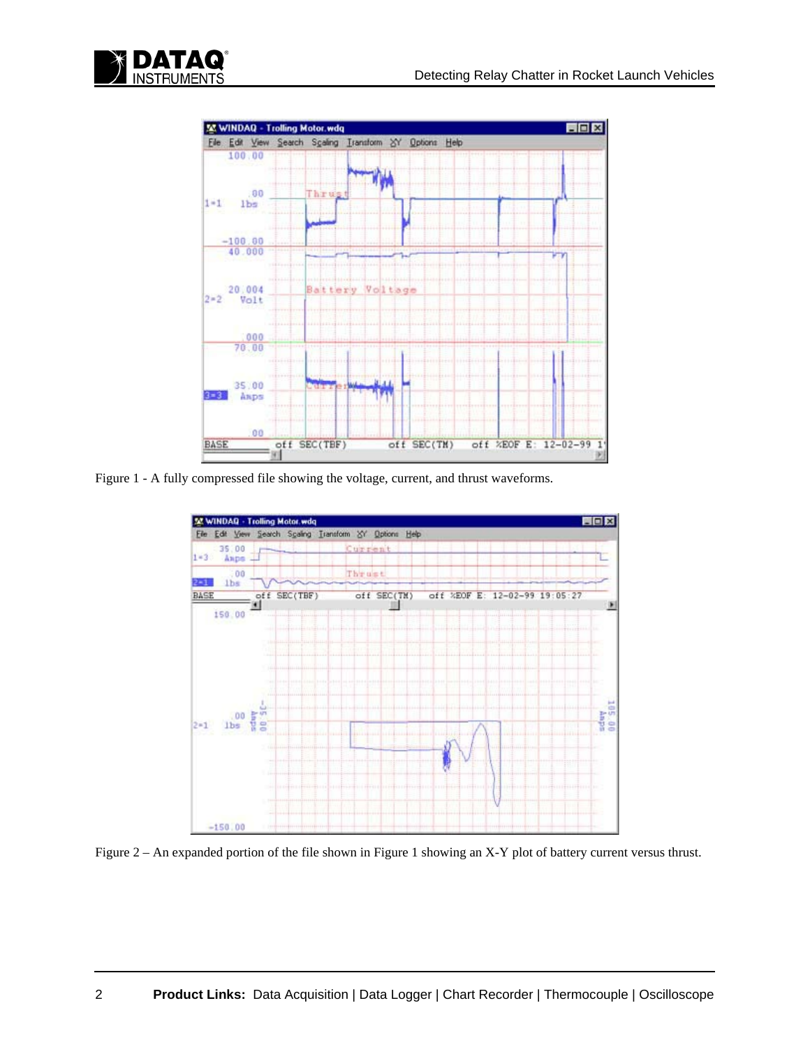WINDAQ - Trolling Motor.wdq

File Edit View Search Scaling Transform XY Options Help

100.00

1=1 .00 lbs

Thrust

-100.00

40.000

2=2 20.004 Volt

Battery Voltage

.000

70.00

35.00

3=3 Amps

Current

.00

BASE off SEC(TBF) off SEC(TM) off %EOF E: 12-02-99 1

Figure 1 - A fully compressed file showing the voltage, current, and thrust waveforms.

WINDAQ - Trolling Motor.wdq

File Edit View Search Scaling Transform XY Options Help

1=3 35.00 Amps

Current

2=1 .00 lbs

Thrust

BASE off SEC(TBF) off SEC(TM) off %EOF E: 12-02-99 19:05:27

150.00

2=1 .00 lbs

-35.00 Amps

105.00 Amps

-150.00

Figure 2 – An expanded portion of the file shown in Figure 1 showing an X-Y plot of battery current versus thrust.